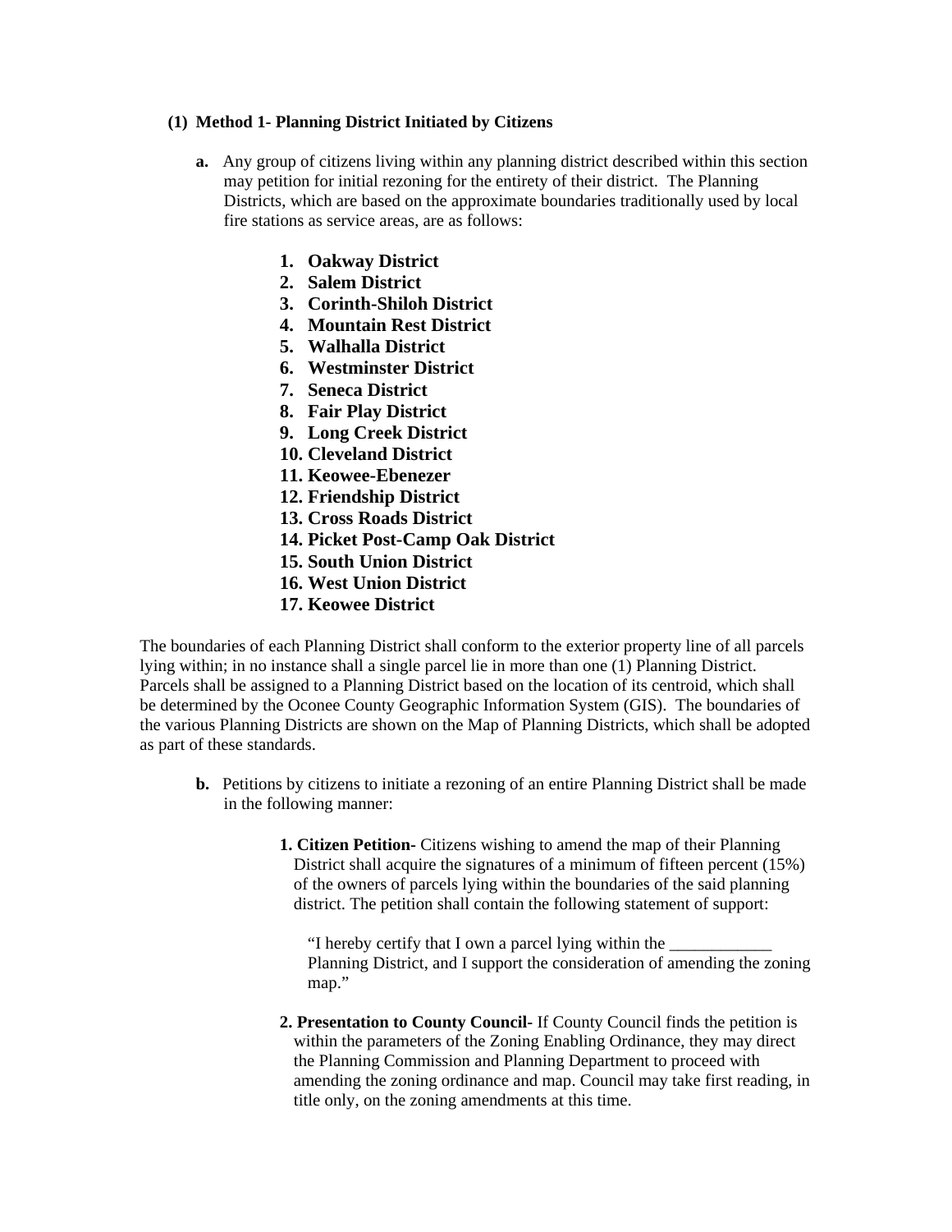**(1) Method 1- Planning District Initiated by Citizens**

**a.** Any group of citizens living within any planning district described within this section may petition for initial rezoning for the entirety of their district. The Planning Districts, which are based on the approximate boundaries traditionally used by local fire stations as service areas, are as follows:

1. **Oakway District**
2. **Salem District**
3. **Corinth-Shiloh District**
4. **Mountain Rest District**
5. **Walhalla District**
6. **Westminster District**
7. **Seneca District**
8. **Fair Play District**
9. **Long Creek District**
10. **Cleveland District**
11. **Keowee-Ebenezer**
12. **Friendship District**
13. **Cross Roads District**
14. **Picket Post-Camp Oak District**
15. **South Union District**
16. **West Union District**
17. **Keowee District**

The boundaries of each Planning District shall conform to the exterior property line of all parcels lying within; in no instance shall a single parcel lie in more than one (1) Planning District. Parcels shall be assigned to a Planning District based on the location of its centroid, which shall be determined by the Oconee County Geographic Information System (GIS). The boundaries of the various Planning Districts are shown on the Map of Planning Districts, which shall be adopted as part of these standards.

**b.** Petitions by citizens to initiate a rezoning of an entire Planning District shall be made in the following manner:

**1. Citizen Petition-** Citizens wishing to amend the map of their Planning District shall acquire the signatures of a minimum of fifteen percent (15%) of the owners of parcels lying within the boundaries of the said planning district. The petition shall contain the following statement of support:

"I hereby certify that I own a parcel lying within the ____________ Planning District, and I support the consideration of amending the zoning map."

**2. Presentation to County Council-** If County Council finds the petition is within the parameters of the Zoning Enabling Ordinance, they may direct the Planning Commission and Planning Department to proceed with amending the zoning ordinance and map. Council may take first reading, in title only, on the zoning amendments at this time.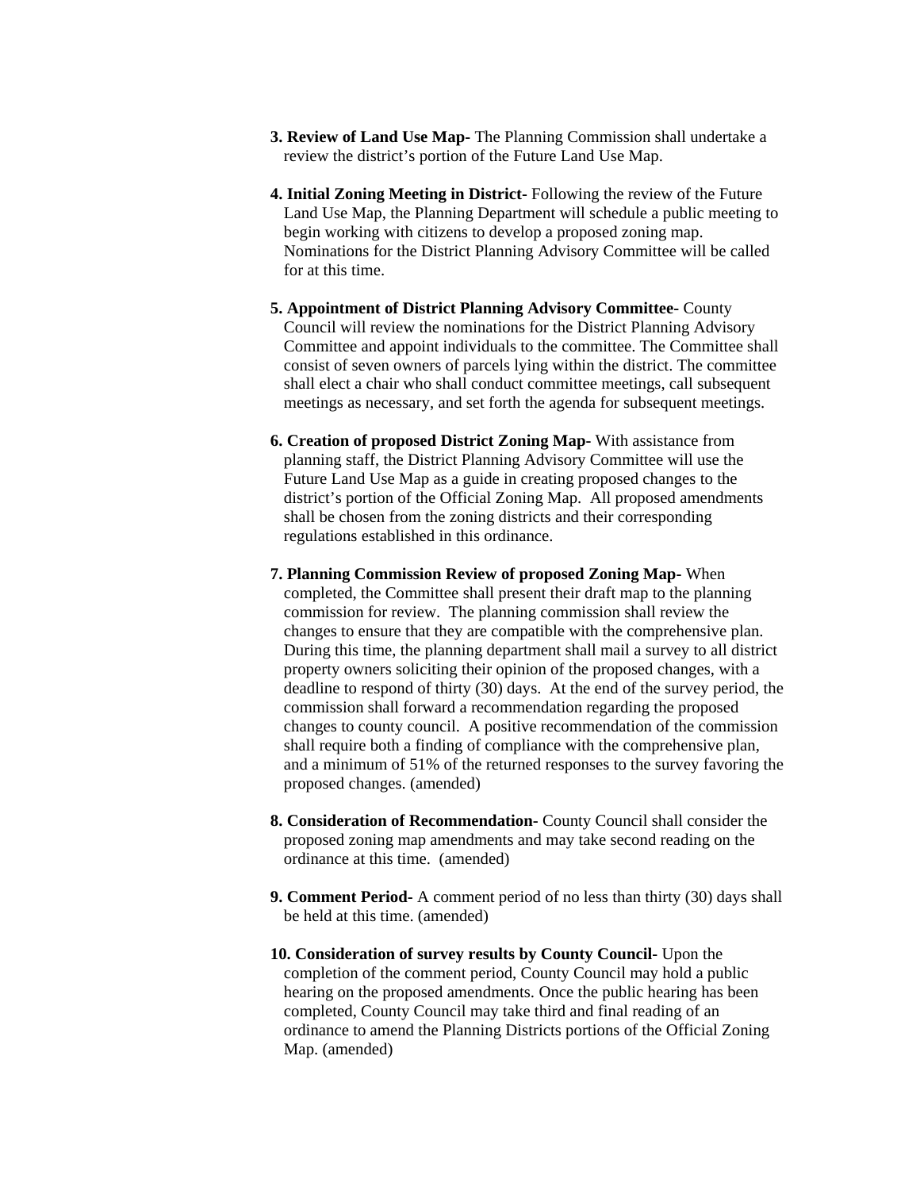3. **Review of Land Use Map-** The Planning Commission shall undertake a review the district's portion of the Future Land Use Map.

4. **Initial Zoning Meeting in District-** Following the review of the Future Land Use Map, the Planning Department will schedule a public meeting to begin working with citizens to develop a proposed zoning map. Nominations for the District Planning Advisory Committee will be called for at this time.

5. **Appointment of District Planning Advisory Committee-** County Council will review the nominations for the District Planning Advisory Committee and appoint individuals to the committee. The Committee shall consist of seven owners of parcels lying within the district. The committee shall elect a chair who shall conduct committee meetings, call subsequent meetings as necessary, and set forth the agenda for subsequent meetings.

6. **Creation of proposed District Zoning Map-** With assistance from planning staff, the District Planning Advisory Committee will use the Future Land Use Map as a guide in creating proposed changes to the district's portion of the Official Zoning Map. All proposed amendments shall be chosen from the zoning districts and their corresponding regulations established in this ordinance.

7. **Planning Commission Review of proposed Zoning Map-** When completed, the Committee shall present their draft map to the planning commission for review. The planning commission shall review the changes to ensure that they are compatible with the comprehensive plan. During this time, the planning department shall mail a survey to all district property owners soliciting their opinion of the proposed changes, with a deadline to respond of thirty (30) days. At the end of the survey period, the commission shall forward a recommendation regarding the proposed changes to county council. A positive recommendation of the commission shall require both a finding of compliance with the comprehensive plan, and a minimum of 51% of the returned responses to the survey favoring the proposed changes. (amended)

8. **Consideration of Recommendation-** County Council shall consider the proposed zoning map amendments and may take second reading on the ordinance at this time. (amended)

9. **Comment Period-** A comment period of no less than thirty (30) days shall be held at this time. (amended)

10. **Consideration of survey results by County Council-** Upon the completion of the comment period, County Council may hold a public hearing on the proposed amendments. Once the public hearing has been completed, County Council may take third and final reading of an ordinance to amend the Planning Districts portions of the Official Zoning Map. (amended)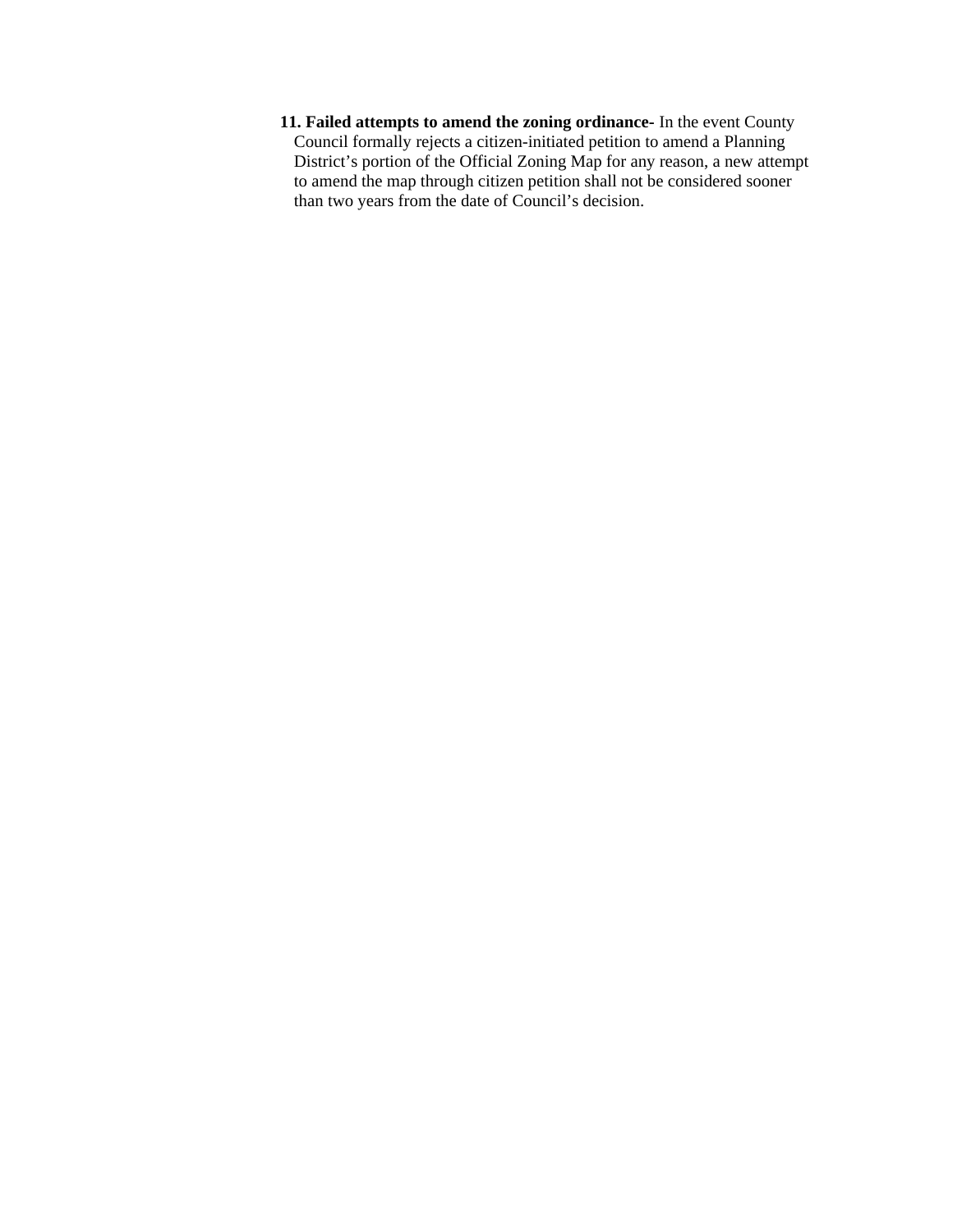11. **Failed attempts to amend the zoning ordinance-** In the event County Council formally rejects a citizen-initiated petition to amend a Planning District's portion of the Official Zoning Map for any reason, a new attempt to amend the map through citizen petition shall not be considered sooner than two years from the date of Council's decision.